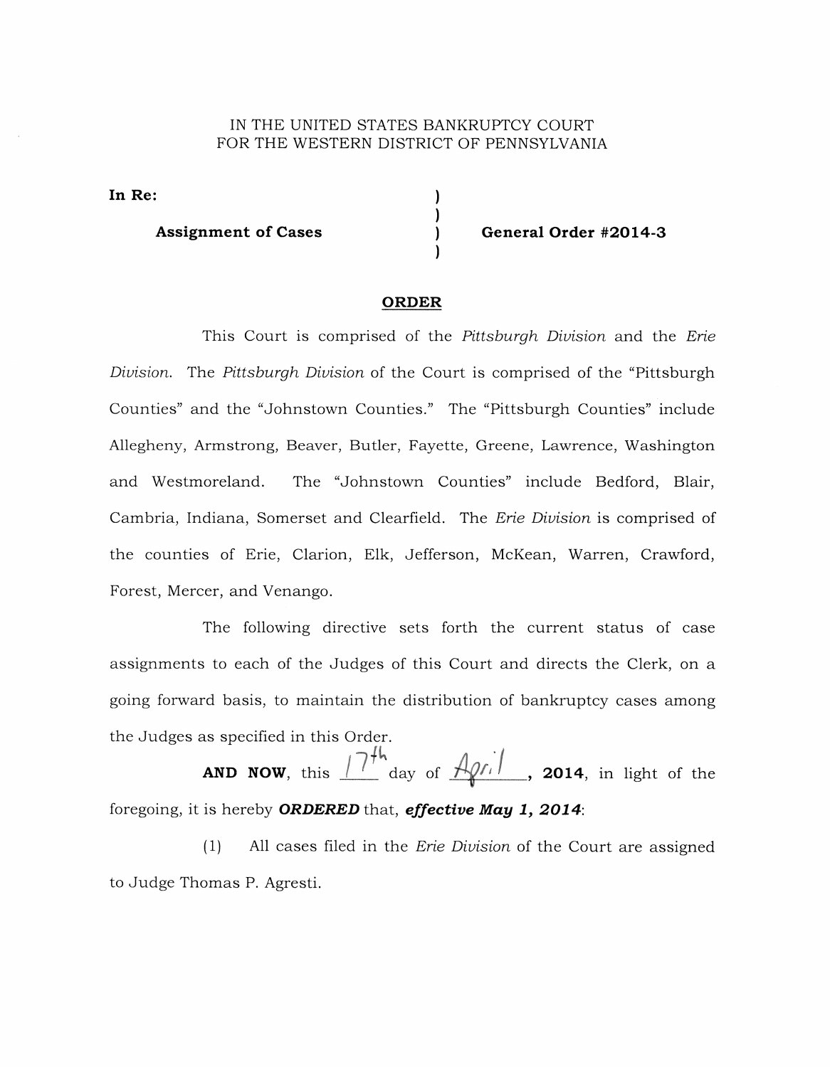IN THE UNITED STATES BANKRUPTCY COURT
FOR THE WESTERN DISTRICT OF PENNSYLVANIA

**In Re:**

**Assignment of Cases** ) **General Order #2014-3**

## ORDER

This Court is comprised of the *Pittsburgh Division* and the *Erie Division*. The *Pittsburgh Division* of the Court is comprised of the "Pittsburgh Counties" and the "Johnstown Counties." The "Pittsburgh Counties" include Allegheny, Armstrong, Beaver, Butler, Fayette, Greene, Lawrence, Washington and Westmoreland. The "Johnstown Counties" include Bedford, Blair, Cambria, Indiana, Somerset and Clearfield. The *Erie Division* is comprised of the counties of Erie, Clarion, Elk, Jefferson, McKean, Warren, Crawford, Forest, Mercer, and Venango.

The following directive sets forth the current status of case assignments to each of the Judges of this Court and directs the Clerk, on a going forward basis, to maintain the distribution of bankruptcy cases among the Judges as specified in this Order.

**AND NOW**, this 17th day of April, **2014**, in light of the foregoing, it is hereby ***ORDERED*** that, ***effective May 1, 2014***:

(1) All cases filed in the *Erie Division* of the Court are assigned to Judge Thomas P. Agresti.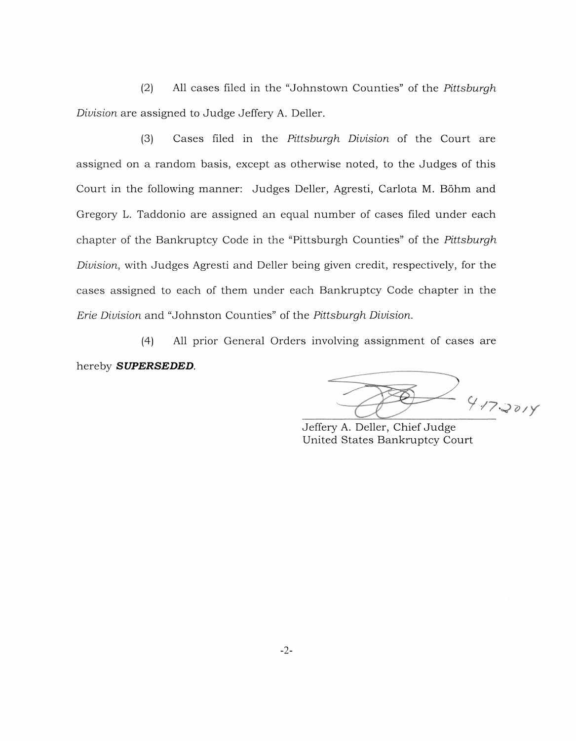(2) All cases filed in the "Johnstown Counties" of the *Pittsburgh Division* are assigned to Judge Jeffery A. Deller.

(3) Cases filed in the *Pittsburgh Division* of the Court are assigned on a random basis, except as otherwise noted, to the Judges of this Court in the following manner: Judges Deller, Agresti, Carlota M. Böhm and Gregory L. Taddonio are assigned an equal number of cases filed under each chapter of the Bankruptcy Code in the "Pittsburgh Counties" of the *Pittsburgh Division*, with Judges Agresti and Deller being given credit, respectively, for the cases assigned to each of them under each Bankruptcy Code chapter in the *Erie Division* and "Johnston Counties" of the *Pittsburgh Division*.

(4) All prior General Orders involving assignment of cases are hereby ***SUPERSEDED***.

4.17.2014

Jeffery A. Deller, Chief Judge
United States Bankruptcy Court